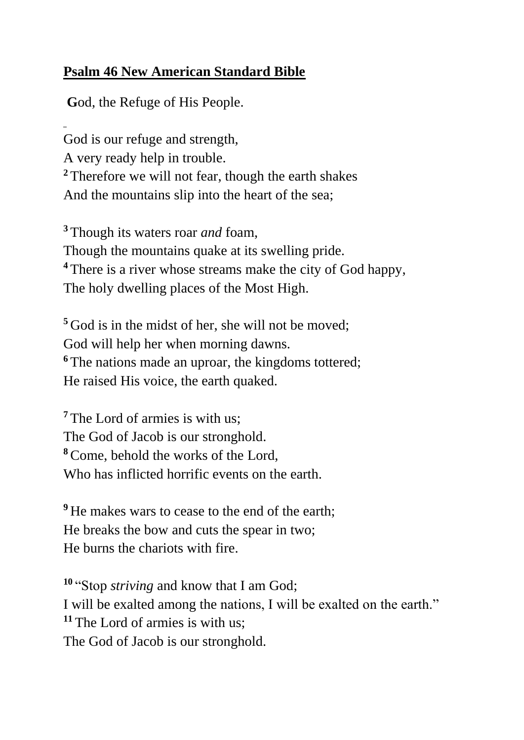**Psalm 46 New American Standard Bible**

**G**od, the Refuge of His People.

God is our refuge and strength,
A very ready help in trouble.
[2] Therefore we will not fear, though the earth shakes
And the mountains slip into the heart of the sea;

[3] Though its waters roar *and* foam,
Though the mountains quake at its swelling pride.
[4] There is a river whose streams make the city of God happy,
The holy dwelling places of the Most High.

[5] God is in the midst of her, she will not be moved;
God will help her when morning dawns.
[6] The nations made an uproar, the kingdoms tottered;
He raised His voice, the earth quaked.

[7] The Lord of armies is with us;
The God of Jacob is our stronghold.
[8] Come, behold the works of the Lord,
Who has inflicted horrific events on the earth.

[9] He makes wars to cease to the end of the earth;
He breaks the bow and cuts the spear in two;
He burns the chariots with fire.

[10] "Stop *striving* and know that I am God;
I will be exalted among the nations, I will be exalted on the earth."
[11] The Lord of armies is with us;
The God of Jacob is our stronghold.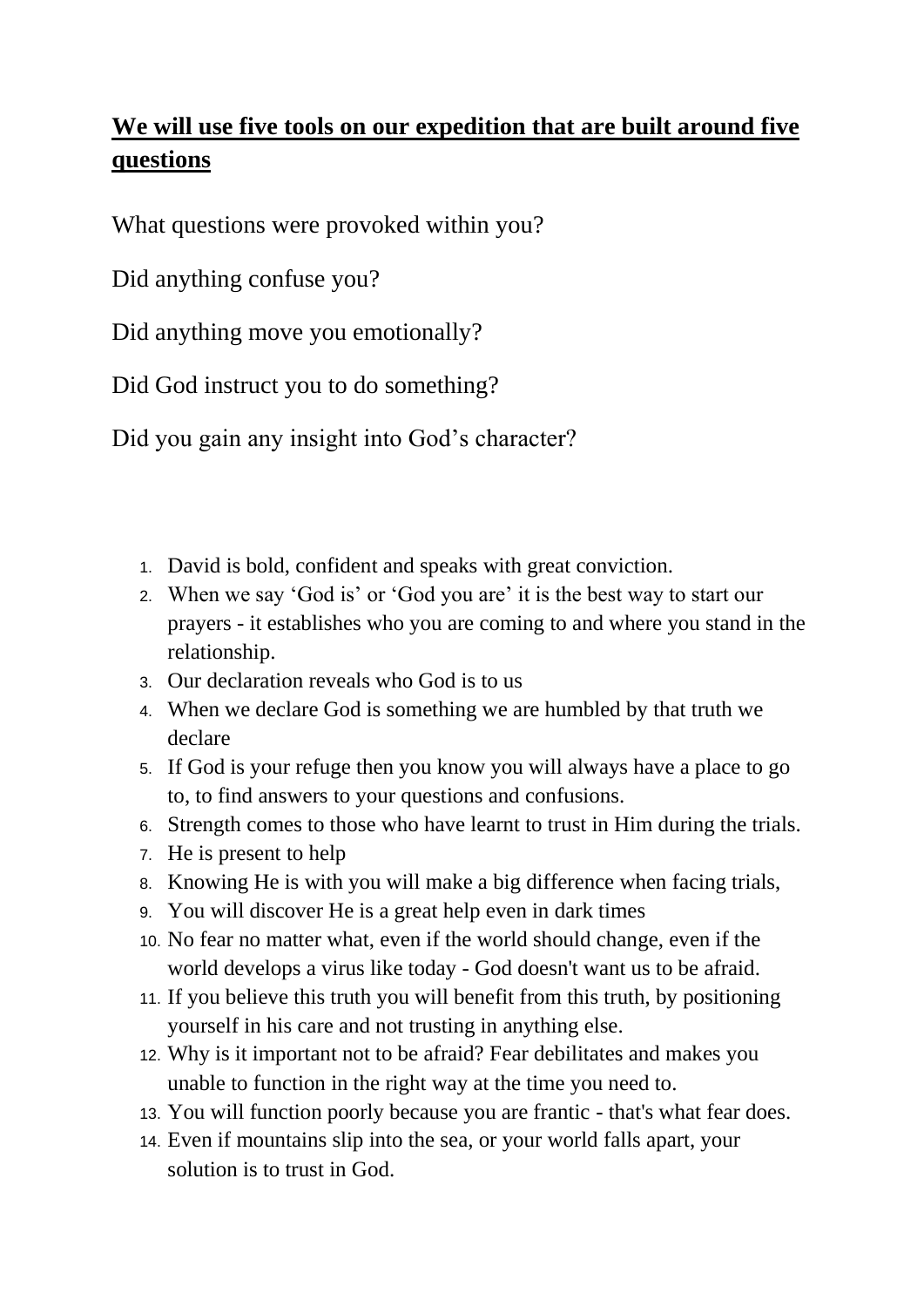## **We will use five tools on our expedition that are built around five questions**

What questions were provoked within you?

Did anything confuse you?

Did anything move you emotionally?

Did God instruct you to do something?

Did you gain any insight into God's character?

1. David is bold, confident and speaks with great conviction.
2. When we say 'God is' or 'God you are' it is the best way to start our prayers - it establishes who you are coming to and where you stand in the relationship.
3. Our declaration reveals who God is to us
4. When we declare God is something we are humbled by that truth we declare
5. If God is your refuge then you know you will always have a place to go to, to find answers to your questions and confusions.
6. Strength comes to those who have learnt to trust in Him during the trials.
7. He is present to help
8. Knowing He is with you will make a big difference when facing trials,
9. You will discover He is a great help even in dark times
10. No fear no matter what, even if the world should change, even if the world develops a virus like today - God doesn't want us to be afraid.
11. If you believe this truth you will benefit from this truth, by positioning yourself in his care and not trusting in anything else.
12. Why is it important not to be afraid? Fear debilitates and makes you unable to function in the right way at the time you need to.
13. You will function poorly because you are frantic - that's what fear does.
14. Even if mountains slip into the sea, or your world falls apart, your solution is to trust in God.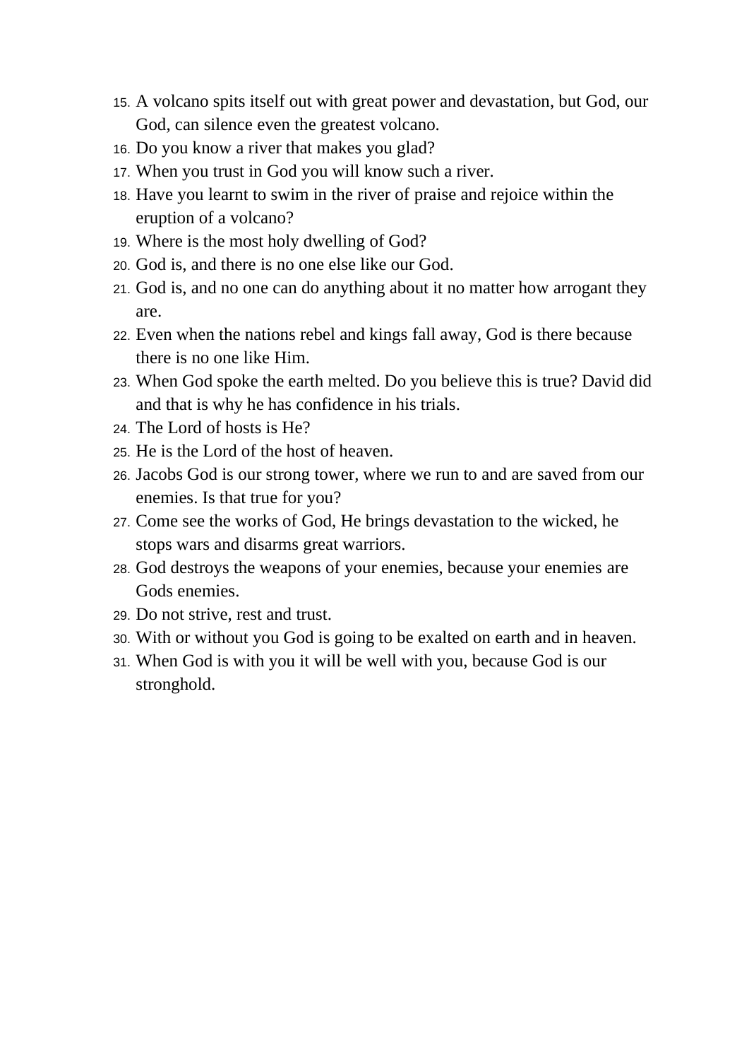15. A volcano spits itself out with great power and devastation, but God, our God, can silence even the greatest volcano.
16. Do you know a river that makes you glad?
17. When you trust in God you will know such a river.
18. Have you learnt to swim in the river of praise and rejoice within the eruption of a volcano?
19. Where is the most holy dwelling of God?
20. God is, and there is no one else like our God.
21. God is, and no one can do anything about it no matter how arrogant they are.
22. Even when the nations rebel and kings fall away, God is there because there is no one like Him.
23. When God spoke the earth melted. Do you believe this is true? David did and that is why he has confidence in his trials.
24. The Lord of hosts is He?
25. He is the Lord of the host of heaven.
26. Jacobs God is our strong tower, where we run to and are saved from our enemies. Is that true for you?
27. Come see the works of God, He brings devastation to the wicked, he stops wars and disarms great warriors.
28. God destroys the weapons of your enemies, because your enemies are Gods enemies.
29. Do not strive, rest and trust.
30. With or without you God is going to be exalted on earth and in heaven.
31. When God is with you it will be well with you, because God is our stronghold.